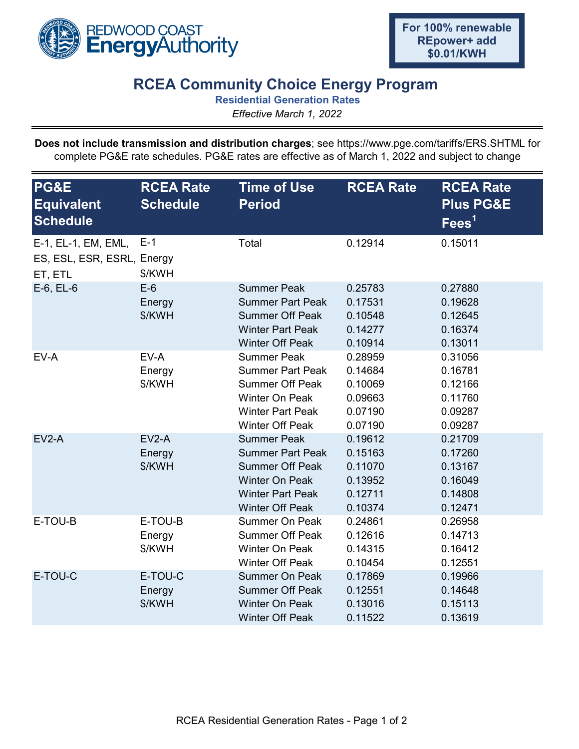**For 100% renewable REpower+ add $0.01/KWH**

# RCEA Community Choice Energy Program

## Residential Generation Rates

*Effective March 1, 2022*

**Does not include transmission and distribution charges**; see https://www.pge.com/tariffs/ERS.SHTML for complete PG&E rate schedules. PG&E rates are effective as of March 1, 2022 and subject to change

| PG&E Equivalent Schedule | RCEA Rate Schedule | Time of Use Period | RCEA Rate | RCEA Rate Plus PG&E Fees[1] |
|---|---|---|---|---|
| E-1, EL-1, EM, EML, ES, ESL, ESR, ESRL, ET, ETL | E-1 Energy $/KWH | Total | 0.12914 | 0.15011 |
| E-6, EL-6 | E-6 Energy $/KWH | Summer Peak | 0.25783 | 0.27880 |
| | | Summer Part Peak | 0.17531 | 0.19628 |
| | | Summer Off Peak | 0.10548 | 0.12645 |
| | | Winter Part Peak | 0.14277 | 0.16374 |
| | | Winter Off Peak | 0.10914 | 0.13011 |
| EV-A | EV-A Energy $/KWH | Summer Peak | 0.28959 | 0.31056 |
| | | Summer Part Peak | 0.14684 | 0.16781 |
| | | Summer Off Peak | 0.10069 | 0.12166 |
| | | Winter On Peak | 0.09663 | 0.11760 |
| | | Winter Part Peak | 0.07190 | 0.09287 |
| | | Winter Off Peak | 0.07190 | 0.09287 |
| EV2-A | EV2-A Energy $/KWH | Summer Peak | 0.19612 | 0.21709 |
| | | Summer Part Peak | 0.15163 | 0.17260 |
| | | Summer Off Peak | 0.11070 | 0.13167 |
| | | Winter On Peak | 0.13952 | 0.16049 |
| | | Winter Part Peak | 0.12711 | 0.14808 |
| | | Winter Off Peak | 0.10374 | 0.12471 |
| E-TOU-B | E-TOU-B Energy $/KWH | Summer On Peak | 0.24861 | 0.26958 |
| | | Summer Off Peak | 0.12616 | 0.14713 |
| | | Winter On Peak | 0.14315 | 0.16412 |
| | | Winter Off Peak | 0.10454 | 0.12551 |
| E-TOU-C | E-TOU-C Energy $/KWH | Summer On Peak | 0.17869 | 0.19966 |
| | | Summer Off Peak | 0.12551 | 0.14648 |
| | | Winter On Peak | 0.13016 | 0.15113 |
| | | Winter Off Peak | 0.11522 | 0.13619 |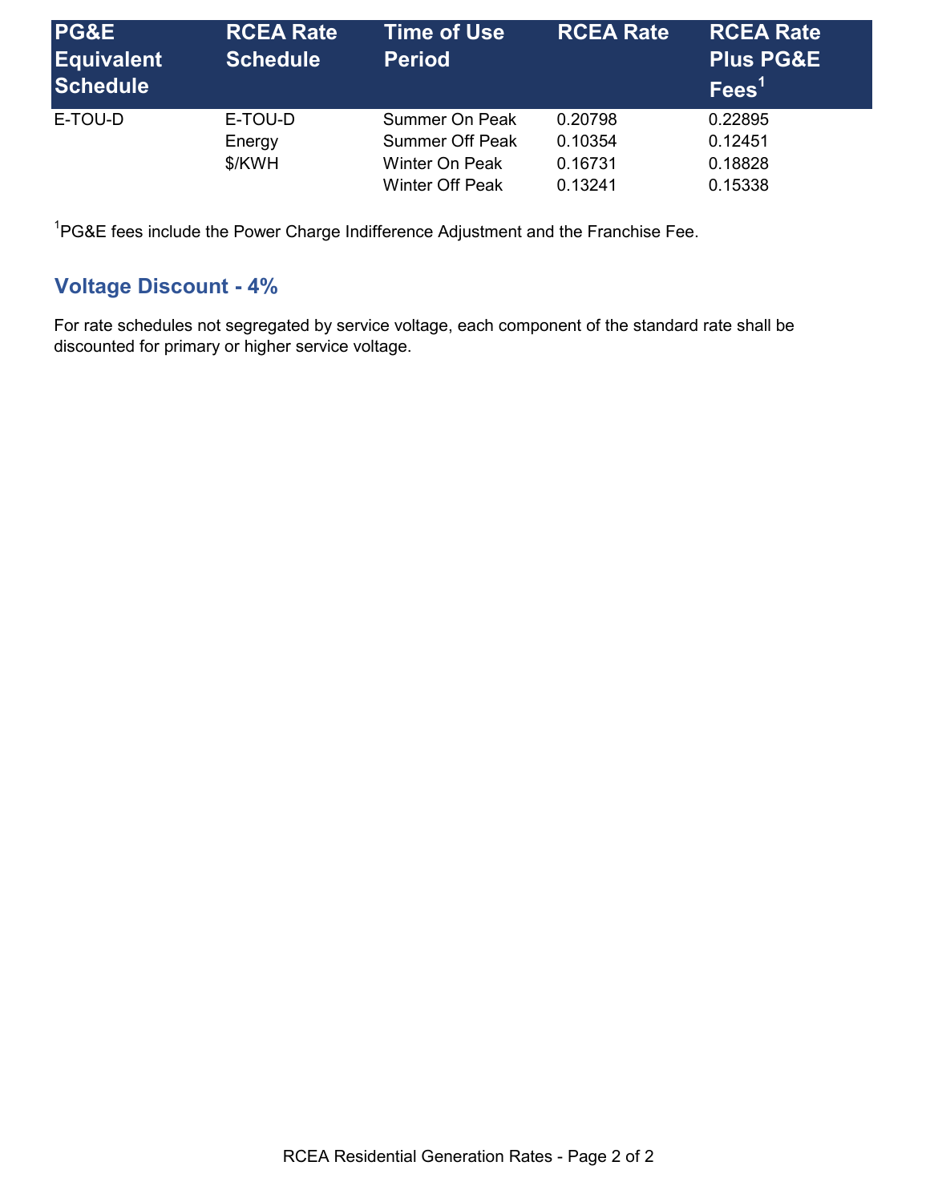| PG&E Equivalent Schedule | RCEA Rate Schedule | Time of Use Period | RCEA Rate | RCEA Rate Plus PG&E Fees[1] |
|---|---|---|---|---|
| E-TOU-D | E-TOU-D | Summer On Peak | 0.20798 | 0.22895 |
| | Energy | Summer Off Peak | 0.10354 | 0.12451 |
| | $/KWH | Winter On Peak | 0.16731 | 0.18828 |
| | | Winter Off Peak | 0.13241 | 0.15338 |

[1]PG&E fees include the Power Charge Indifference Adjustment and the Franchise Fee.

## Voltage Discount - 4%

For rate schedules not segregated by service voltage, each component of the standard rate shall be discounted for primary or higher service voltage.